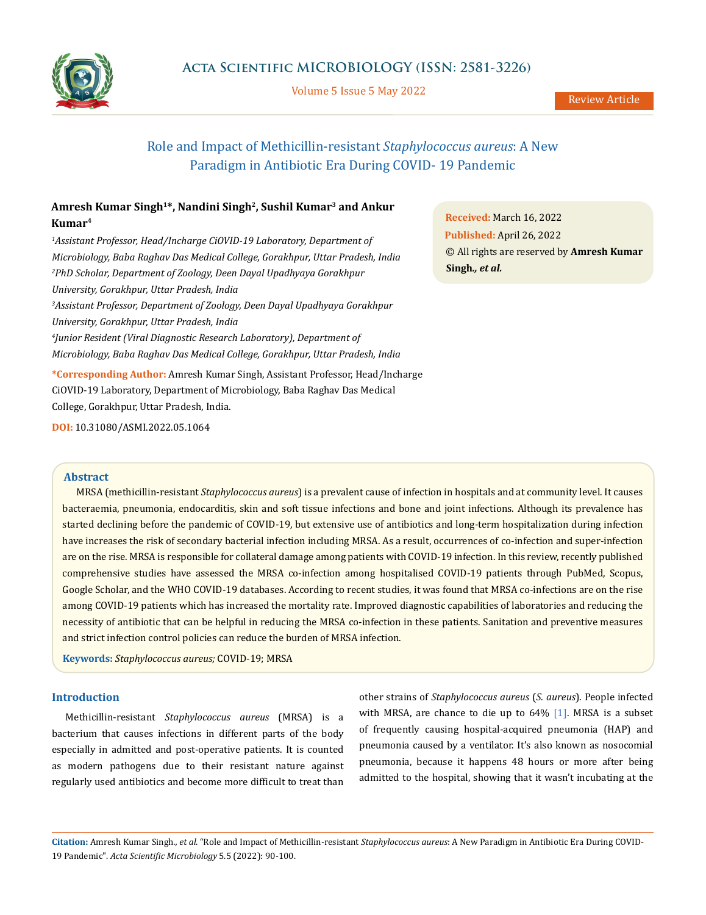# Role and Impact of Methicillin-resistant *Staphylococcus aureus*: A New Paradigm in Antibiotic Era During COVID- 19 Pandemic

**Amresh Kumar Singh[1]\*, Nandini Singh[2], Sushil Kumar[3] and Ankur Kumar[4]**

[1]*Assistant Professor, Head/Incharge CiOVID-19 Laboratory, Department of Microbiology, Baba Raghav Das Medical College, Gorakhpur, Uttar Pradesh, India*

[2]*PhD Scholar, Department of Zoology, Deen Dayal Upadhyaya Gorakhpur University, Gorakhpur, Uttar Pradesh, India*

[3]*Assistant Professor, Department of Zoology, Deen Dayal Upadhyaya Gorakhpur University, Gorakhpur, Uttar Pradesh, India*

[4]*Junior Resident (Viral Diagnostic Research Laboratory), Department of Microbiology, Baba Raghav Das Medical College, Gorakhpur, Uttar Pradesh, India*

**\*Corresponding Author:** Amresh Kumar Singh, Assistant Professor, Head/Incharge CiOVID-19 Laboratory, Department of Microbiology, Baba Raghav Das Medical College, Gorakhpur, Uttar Pradesh, India.

**DOI:** 10.31080/ASMI.2022.05.1064

**Received:** March 16, 2022
**Published:** April 26, 2022
© All rights are reserved by **Amresh Kumar Singh., *et al.***

## Abstract

MRSA (methicillin-resistant *Staphylococcus aureus*) is a prevalent cause of infection in hospitals and at community level. It causes bacteraemia, pneumonia, endocarditis, skin and soft tissue infections and bone and joint infections. Although its prevalence has started declining before the pandemic of COVID-19, but extensive use of antibiotics and long-term hospitalization during infection have increases the risk of secondary bacterial infection including MRSA. As a result, occurrences of co-infection and super-infection are on the rise. MRSA is responsible for collateral damage among patients with COVID-19 infection. In this review, recently published comprehensive studies have assessed the MRSA co-infection among hospitalised COVID-19 patients through PubMed, Scopus, Google Scholar, and the WHO COVID-19 databases. According to recent studies, it was found that MRSA co-infections are on the rise among COVID-19 patients which has increased the mortality rate. Improved diagnostic capabilities of laboratories and reducing the necessity of antibiotic that can be helpful in reducing the MRSA co-infection in these patients. Sanitation and preventive measures and strict infection control policies can reduce the burden of MRSA infection.

**Keywords:** *Staphylococcus aureus;* COVID-19; MRSA

## Introduction

Methicillin-resistant *Staphylococcus aureus* (MRSA) is a bacterium that causes infections in different parts of the body especially in admitted and post-operative patients. It is counted as modern pathogens due to their resistant nature against regularly used antibiotics and become more difficult to treat than other strains of *Staphylococcus aureus* (*S. aureus*). People infected with MRSA, are chance to die up to 64% [1]. MRSA is a subset of frequently causing hospital-acquired pneumonia (HAP) and pneumonia caused by a ventilator. It's also known as nosocomial pneumonia, because it happens 48 hours or more after being admitted to the hospital, showing that it wasn't incubating at the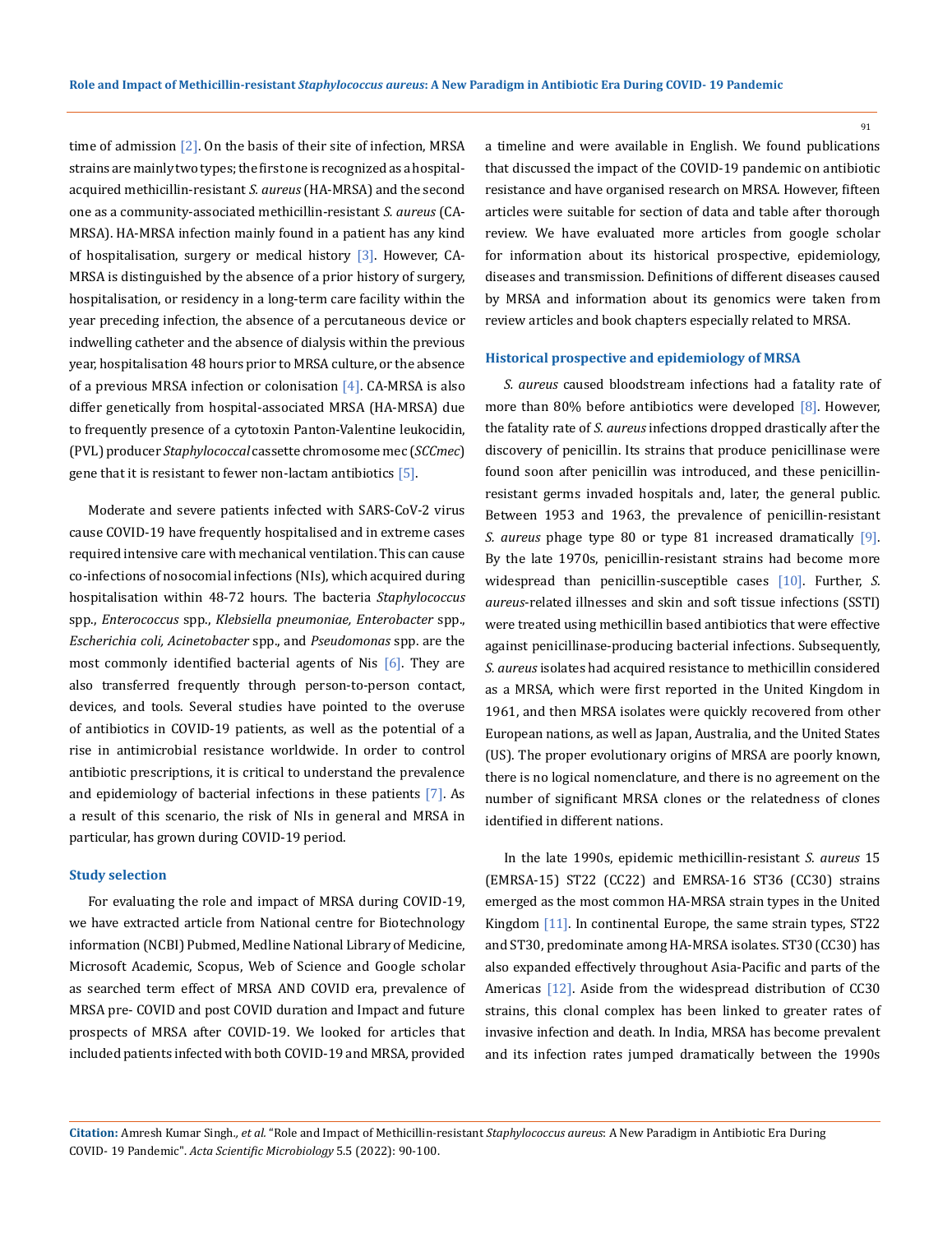time of admission [2]. On the basis of their site of infection, MRSA strains are mainly two types; the first one is recognized as a hospital-acquired methicillin-resistant *S. aureus* (HA-MRSA) and the second one as a community-associated methicillin-resistant *S. aureus* (CA-MRSA). HA-MRSA infection mainly found in a patient has any kind of hospitalisation, surgery or medical history [3]. However, CA-MRSA is distinguished by the absence of a prior history of surgery, hospitalisation, or residency in a long-term care facility within the year preceding infection, the absence of a percutaneous device or indwelling catheter and the absence of dialysis within the previous year, hospitalisation 48 hours prior to MRSA culture, or the absence of a previous MRSA infection or colonisation [4]. CA-MRSA is also differ genetically from hospital-associated MRSA (HA-MRSA) due to frequently presence of a cytotoxin Panton-Valentine leukocidin, (PVL) producer *Staphylococcal* cassette chromosome mec (*SCCmec*) gene that it is resistant to fewer non-lactam antibiotics [5].

Moderate and severe patients infected with SARS-CoV-2 virus cause COVID-19 have frequently hospitalised and in extreme cases required intensive care with mechanical ventilation. This can cause co-infections of nosocomial infections (NIs), which acquired during hospitalisation within 48-72 hours. The bacteria *Staphylococcus* spp., *Enterococcus* spp., *Klebsiella pneumoniae, Enterobacter* spp., *Escherichia coli, Acinetobacter* spp., and *Pseudomonas* spp. are the most commonly identified bacterial agents of Nis [6]. They are also transferred frequently through person-to-person contact, devices, and tools. Several studies have pointed to the overuse of antibiotics in COVID-19 patients, as well as the potential of a rise in antimicrobial resistance worldwide. In order to control antibiotic prescriptions, it is critical to understand the prevalence and epidemiology of bacterial infections in these patients [7]. As a result of this scenario, the risk of NIs in general and MRSA in particular, has grown during COVID-19 period.

## Study selection

For evaluating the role and impact of MRSA during COVID-19, we have extracted article from National centre for Biotechnology information (NCBI) Pubmed, Medline National Library of Medicine, Microsoft Academic, Scopus, Web of Science and Google scholar as searched term effect of MRSA AND COVID era, prevalence of MRSA pre- COVID and post COVID duration and Impact and future prospects of MRSA after COVID-19. We looked for articles that included patients infected with both COVID-19 and MRSA, provided a timeline and were available in English. We found publications that discussed the impact of the COVID-19 pandemic on antibiotic resistance and have organised research on MRSA. However, fifteen articles were suitable for section of data and table after thorough review. We have evaluated more articles from google scholar for information about its historical prospective, epidemiology, diseases and transmission. Definitions of different diseases caused by MRSA and information about its genomics were taken from review articles and book chapters especially related to MRSA.

## Historical prospective and epidemiology of MRSA

*S. aureus* caused bloodstream infections had a fatality rate of more than 80% before antibiotics were developed [8]. However, the fatality rate of *S. aureus* infections dropped drastically after the discovery of penicillin. Its strains that produce penicillinase were found soon after penicillin was introduced, and these penicillin-resistant germs invaded hospitals and, later, the general public. Between 1953 and 1963, the prevalence of penicillin-resistant *S. aureus* phage type 80 or type 81 increased dramatically [9]. By the late 1970s, penicillin-resistant strains had become more widespread than penicillin-susceptible cases [10]. Further, *S. aureus*-related illnesses and skin and soft tissue infections (SSTI) were treated using methicillin based antibiotics that were effective against penicillinase-producing bacterial infections. Subsequently, *S. aureus* isolates had acquired resistance to methicillin considered as a MRSA, which were first reported in the United Kingdom in 1961, and then MRSA isolates were quickly recovered from other European nations, as well as Japan, Australia, and the United States (US). The proper evolutionary origins of MRSA are poorly known, there is no logical nomenclature, and there is no agreement on the number of significant MRSA clones or the relatedness of clones identified in different nations.

In the late 1990s, epidemic methicillin-resistant *S. aureus* 15 (EMRSA-15) ST22 (CC22) and EMRSA-16 ST36 (CC30) strains emerged as the most common HA-MRSA strain types in the United Kingdom [11]. In continental Europe, the same strain types, ST22 and ST30, predominate among HA-MRSA isolates. ST30 (CC30) has also expanded effectively throughout Asia-Pacific and parts of the Americas [12]. Aside from the widespread distribution of CC30 strains, this clonal complex has been linked to greater rates of invasive infection and death. In India, MRSA has become prevalent and its infection rates jumped dramatically between the 1990s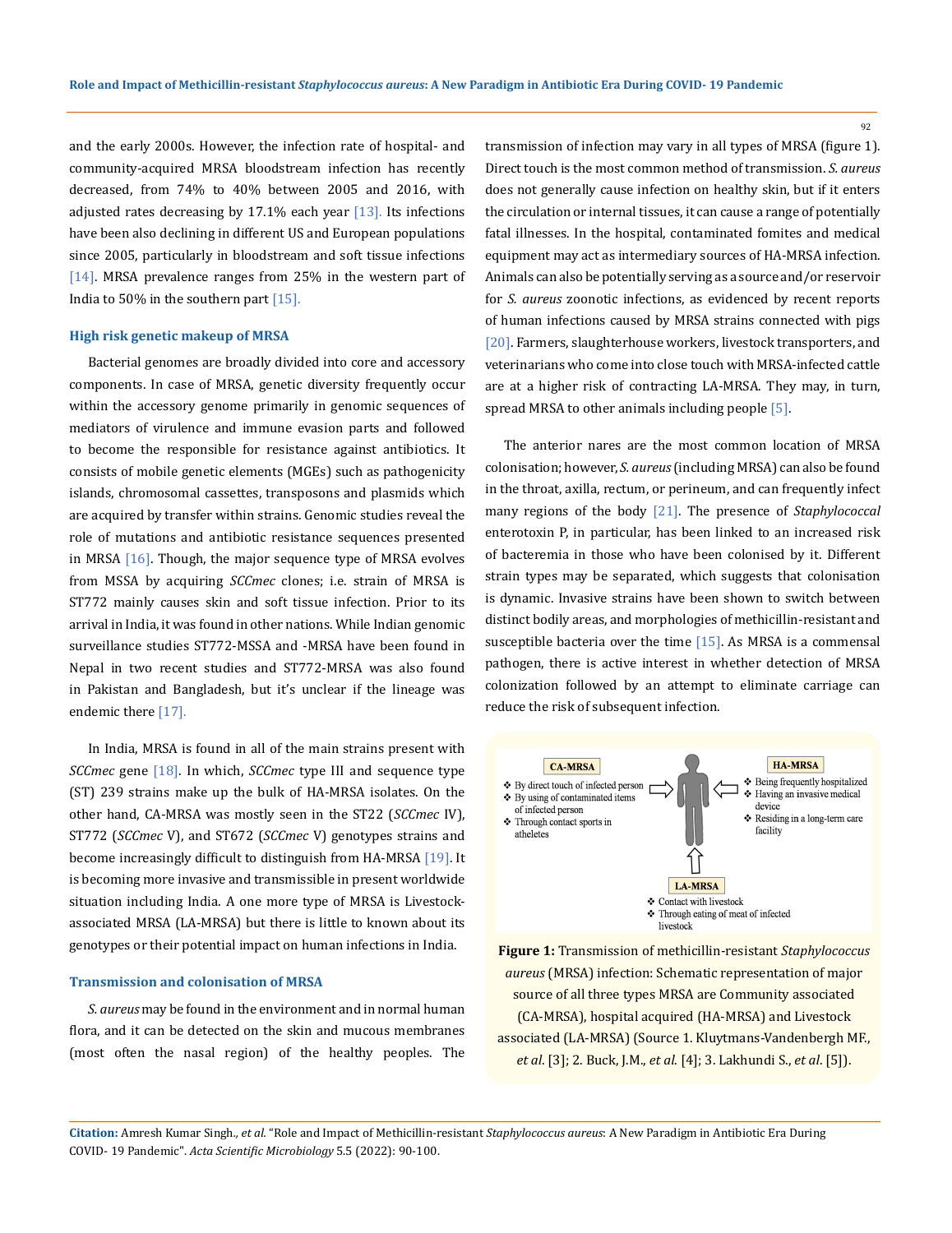and the early 2000s. However, the infection rate of hospital- and community-acquired MRSA bloodstream infection has recently decreased, from 74% to 40% between 2005 and 2016, with adjusted rates decreasing by 17.1% each year [13]. Its infections have been also declining in different US and European populations since 2005, particularly in bloodstream and soft tissue infections [14]. MRSA prevalence ranges from 25% in the western part of India to 50% in the southern part [15].

### High risk genetic makeup of MRSA

Bacterial genomes are broadly divided into core and accessory components. In case of MRSA, genetic diversity frequently occur within the accessory genome primarily in genomic sequences of mediators of virulence and immune evasion parts and followed to become the responsible for resistance against antibiotics. It consists of mobile genetic elements (MGEs) such as pathogenicity islands, chromosomal cassettes, transposons and plasmids which are acquired by transfer within strains. Genomic studies reveal the role of mutations and antibiotic resistance sequences presented in MRSA [16]. Though, the major sequence type of MRSA evolves from MSSA by acquiring *SCCmec* clones; i.e. strain of MRSA is ST772 mainly causes skin and soft tissue infection. Prior to its arrival in India, it was found in other nations. While Indian genomic surveillance studies ST772-MSSA and -MRSA have been found in Nepal in two recent studies and ST772-MRSA was also found in Pakistan and Bangladesh, but it's unclear if the lineage was endemic there [17].

In India, MRSA is found in all of the main strains present with *SCCmec* gene [18]. In which, *SCCmec* type III and sequence type (ST) 239 strains make up the bulk of HA-MRSA isolates. On the other hand, CA-MRSA was mostly seen in the ST22 (*SCCmec* IV), ST772 (*SCCmec* V), and ST672 (*SCCmec* V) genotypes strains and become increasingly difficult to distinguish from HA-MRSA [19]. It is becoming more invasive and transmissible in present worldwide situation including India. A one more type of MRSA is Livestock-associated MRSA (LA-MRSA) but there is little to known about its genotypes or their potential impact on human infections in India.

### Transmission and colonisation of MRSA

*S. aureus* may be found in the environment and in normal human flora, and it can be detected on the skin and mucous membranes (most often the nasal region) of the healthy peoples. The transmission of infection may vary in all types of MRSA (figure 1). Direct touch is the most common method of transmission. *S. aureus* does not generally cause infection on healthy skin, but if it enters the circulation or internal tissues, it can cause a range of potentially fatal illnesses. In the hospital, contaminated fomites and medical equipment may act as intermediary sources of HA-MRSA infection. Animals can also be potentially serving as a source and/or reservoir for *S. aureus* zoonotic infections, as evidenced by recent reports of human infections caused by MRSA strains connected with pigs [20]. Farmers, slaughterhouse workers, livestock transporters, and veterinarians who come into close touch with MRSA-infected cattle are at a higher risk of contracting LA-MRSA. They may, in turn, spread MRSA to other animals including people [5].

The anterior nares are the most common location of MRSA colonisation; however, *S. aureus* (including MRSA) can also be found in the throat, axilla, rectum, or perineum, and can frequently infect many regions of the body [21]. The presence of *Staphylococcal* enterotoxin P, in particular, has been linked to an increased risk of bacteremia in those who have been colonised by it. Different strain types may be separated, which suggests that colonisation is dynamic. Invasive strains have been shown to switch between distinct bodily areas, and morphologies of methicillin-resistant and susceptible bacteria over the time [15]. As MRSA is a commensal pathogen, there is active interest in whether detection of MRSA colonization followed by an attempt to eliminate carriage can reduce the risk of subsequent infection.

**CA-MRSA**
- By direct touch of infected person
- By using of contaminated items of infected person
- Through contact sports in atheletes

**HA-MRSA**
- Being frequently hospitalized
- Having an invasive medical device
- Residing in a long-term care facility

**LA-MRSA**
- Contact with livestock
- Through eating of meat of infected livestock

**Figure 1:** Transmission of methicillin-resistant *Staphylococcus aureus* (MRSA) infection: Schematic representation of major source of all three types MRSA are Community associated (CA-MRSA), hospital acquired (HA-MRSA) and Livestock associated (LA-MRSA) (Source 1. Kluytmans-Vandenbergh MF., *et al*. [3]; 2. Buck, J.M., *et al*. [4]; 3. Lakhundi S., *et al*. [5]).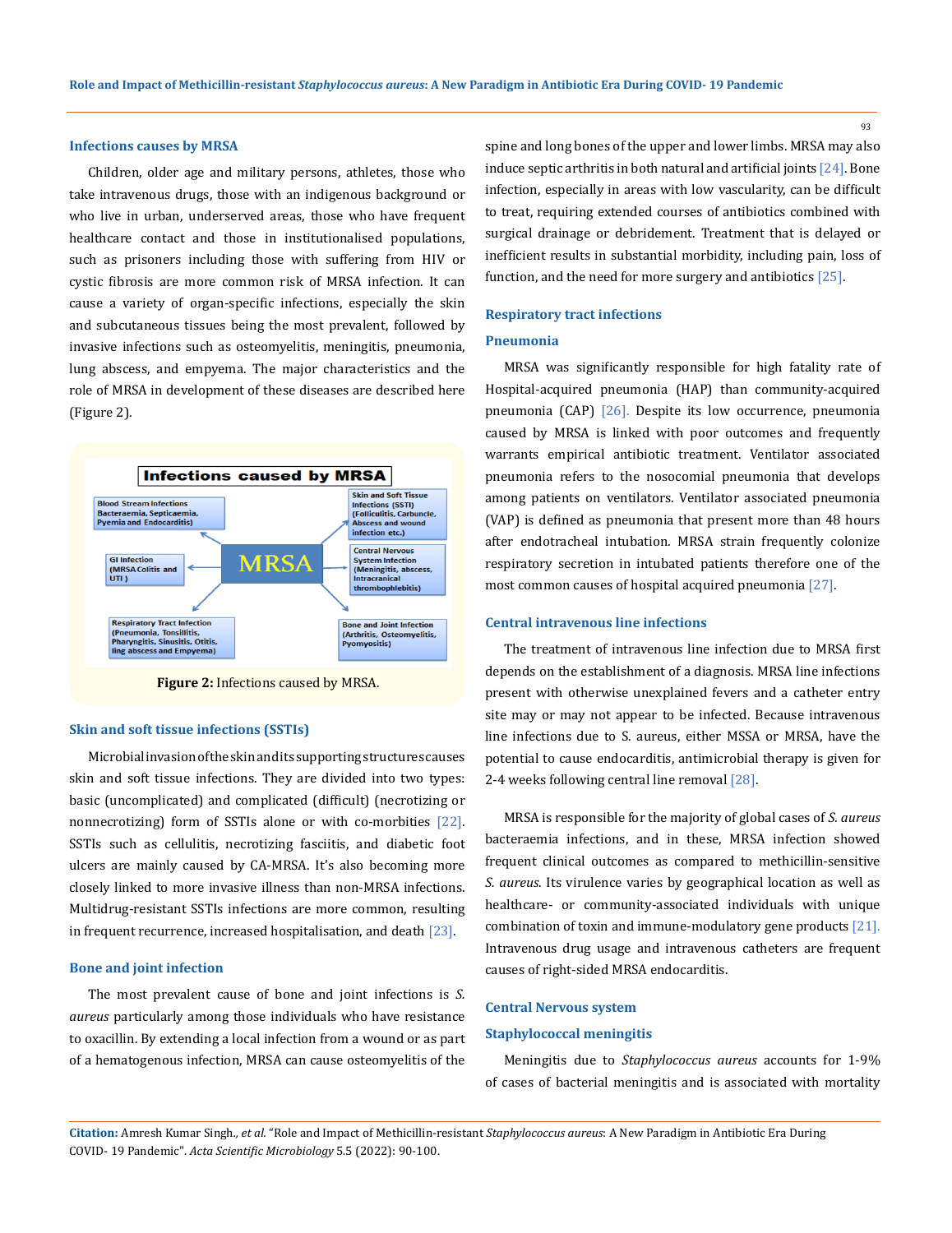### Infections causes by MRSA

Children, older age and military persons, athletes, those who take intravenous drugs, those with an indigenous background or who live in urban, underserved areas, those who have frequent healthcare contact and those in institutionalised populations, such as prisoners including those with suffering from HIV or cystic fibrosis are more common risk of MRSA infection. It can cause a variety of organ-specific infections, especially the skin and subcutaneous tissues being the most prevalent, followed by invasive infections such as osteomyelitis, meningitis, pneumonia, lung abscess, and empyema. The major characteristics and the role of MRSA in development of these diseases are described here (Figure 2).

**Figure 2:** Infections caused by MRSA.

### Skin and soft tissue infections (SSTIs)

Microbial invasion of the skin and its supporting structures causes skin and soft tissue infections. They are divided into two types: basic (uncomplicated) and complicated (difficult) (necrotizing or nonnecrotizing) form of SSTIs alone or with co-morbities [22]. SSTIs such as cellulitis, necrotizing fasciitis, and diabetic foot ulcers are mainly caused by CA-MRSA. It's also becoming more closely linked to more invasive illness than non-MRSA infections. Multidrug-resistant SSTIs infections are more common, resulting in frequent recurrence, increased hospitalisation, and death [23].

### Bone and joint infection

The most prevalent cause of bone and joint infections is *S. aureus* particularly among those individuals who have resistance to oxacillin. By extending a local infection from a wound or as part of a hematogenous infection, MRSA can cause osteomyelitis of the spine and long bones of the upper and lower limbs. MRSA may also induce septic arthritis in both natural and artificial joints [24]. Bone infection, especially in areas with low vascularity, can be difficult to treat, requiring extended courses of antibiotics combined with surgical drainage or debridement. Treatment that is delayed or inefficient results in substantial morbidity, including pain, loss of function, and the need for more surgery and antibiotics [25].

### Respiratory tract infections

### Pneumonia

MRSA was significantly responsible for high fatality rate of Hospital-acquired pneumonia (HAP) than community-acquired pneumonia (CAP) [26]. Despite its low occurrence, pneumonia caused by MRSA is linked with poor outcomes and frequently warrants empirical antibiotic treatment. Ventilator associated pneumonia refers to the nosocomial pneumonia that develops among patients on ventilators. Ventilator associated pneumonia (VAP) is defined as pneumonia that present more than 48 hours after endotracheal intubation. MRSA strain frequently colonize respiratory secretion in intubated patients therefore one of the most common causes of hospital acquired pneumonia [27].

### Central intravenous line infections

The treatment of intravenous line infection due to MRSA first depends on the establishment of a diagnosis. MRSA line infections present with otherwise unexplained fevers and a catheter entry site may or may not appear to be infected. Because intravenous line infections due to S. aureus, either MSSA or MRSA, have the potential to cause endocarditis, antimicrobial therapy is given for 2-4 weeks following central line removal [28].

MRSA is responsible for the majority of global cases of *S. aureus* bacteraemia infections, and in these, MRSA infection showed frequent clinical outcomes as compared to methicillin-sensitive *S. aureus*. Its virulence varies by geographical location as well as healthcare- or community-associated individuals with unique combination of toxin and immune-modulatory gene products [21]. Intravenous drug usage and intravenous catheters are frequent causes of right-sided MRSA endocarditis.

### Central Nervous system

### Staphylococcal meningitis

Meningitis due to *Staphylococcus aureus* accounts for 1-9% of cases of bacterial meningitis and is associated with mortality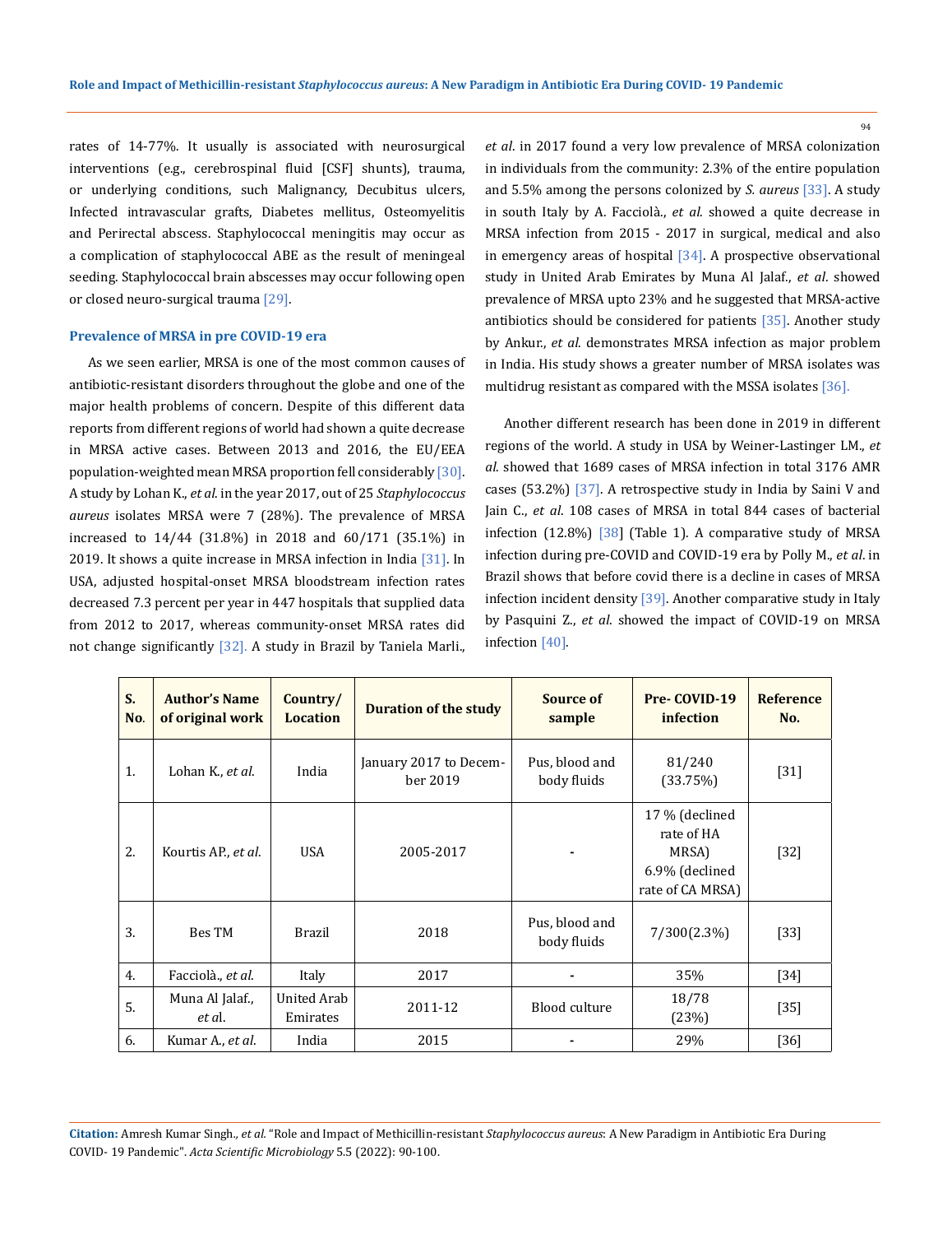rates of 14-77%. It usually is associated with neurosurgical interventions (e.g., cerebrospinal fluid [CSF] shunts), trauma, or underlying conditions, such Malignancy, Decubitus ulcers, Infected intravascular grafts, Diabetes mellitus, Osteomyelitis and Perirectal abscess. Staphylococcal meningitis may occur as a complication of staphylococcal ABE as the result of meningeal seeding. Staphylococcal brain abscesses may occur following open or closed neuro-surgical trauma [29].

### Prevalence of MRSA in pre COVID-19 era

As we seen earlier, MRSA is one of the most common causes of antibiotic-resistant disorders throughout the globe and one of the major health problems of concern. Despite of this different data reports from different regions of world had shown a quite decrease in MRSA active cases. Between 2013 and 2016, the EU/EEA population-weighted mean MRSA proportion fell considerably [30]. A study by Lohan K., *et al.* in the year 2017, out of 25 *Staphylococcus aureus* isolates MRSA were 7 (28%). The prevalence of MRSA increased to 14/44 (31.8%) in 2018 and 60/171 (35.1%) in 2019. It shows a quite increase in MRSA infection in India [31]. In USA, adjusted hospital-onset MRSA bloodstream infection rates decreased 7.3 percent per year in 447 hospitals that supplied data from 2012 to 2017, whereas community-onset MRSA rates did not change significantly [32]. A study in Brazil by Taniela Marli., *et al.* in 2017 found a very low prevalence of MRSA colonization in individuals from the community: 2.3% of the entire population and 5.5% among the persons colonized by *S. aureus* [33]. A study in south Italy by A. Facciolà., *et al.* showed a quite decrease in MRSA infection from 2015 - 2017 in surgical, medical and also in emergency areas of hospital [34]. A prospective observational study in United Arab Emirates by Muna Al Jalaf., *et al.* showed prevalence of MRSA upto 23% and he suggested that MRSA-active antibiotics should be considered for patients [35]. Another study by Ankur., *et al.* demonstrates MRSA infection as major problem in India. His study shows a greater number of MRSA isolates was multidrug resistant as compared with the MSSA isolates [36].

Another different research has been done in 2019 in different regions of the world. A study in USA by Weiner-Lastinger LM., *et al.* showed that 1689 cases of MRSA infection in total 3176 AMR cases (53.2%) [37]. A retrospective study in India by Saini V and Jain C., *et al.* 108 cases of MRSA in total 844 cases of bacterial infection (12.8%) [38] (Table 1). A comparative study of MRSA infection during pre-COVID and COVID-19 era by Polly M., *et al.* in Brazil shows that before covid there is a decline in cases of MRSA infection incident density [39]. Another comparative study in Italy by Pasquini Z., *et al.* showed the impact of COVID-19 on MRSA infection [40].

| S. No. | Author's Name of original work | Country/ Location | Duration of the study | Source of sample | Pre- COVID-19 infection | Reference No. |
|---|---|---|---|---|---|---|
| 1. | Lohan K., *et al.* | India | January 2017 to December 2019 | Pus, blood and body fluids | 81/240 (33.75%) | [31] |
| 2. | Kourtis AP., *et al.* | USA | 2005-2017 | - | 17 % (declined rate of HA MRSA) 6.9% (declined rate of CA MRSA) | [32] |
| 3. | Bes TM | Brazil | 2018 | Pus, blood and body fluids | 7/300(2.3%) | [33] |
| 4. | Facciolà., *et al.* | Italy | 2017 | - | 35% | [34] |
| 5. | Muna Al Jalaf., *et al.* | United Arab Emirates | 2011-12 | Blood culture | 18/78 (23%) | [35] |
| 6. | Kumar A., *et al.* | India | 2015 | - | 29% | [36] |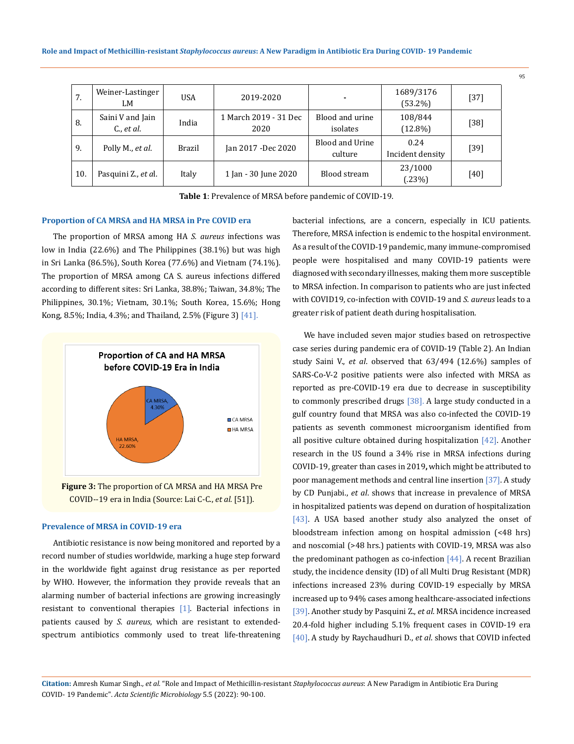| 7. | Weiner-Lastinger LM | USA | 2019-2020 | - | 1689/3176 (53.2%) | [37] |
|---|---|---|---|---|---|---|
| 8. | Saini V and Jain C., *et al.* | India | 1 March 2019 - 31 Dec 2020 | Blood and urine isolates | 108/844 (12.8%) | [38] |
| 9. | Polly M., *et al.* | Brazil | Jan 2017 -Dec 2020 | Blood and Urine culture | 0.24 Incident density | [39] |
| 10. | Pasquini Z., *et a*l. | Italy | 1 Jan - 30 June 2020 | Blood stream | 23/1000 (.23%) | [40] |

**Table 1**: Prevalence of MRSA before pandemic of COVID-19.

### Proportion of CA MRSA and HA MRSA in Pre COVID era

The proportion of MRSA among HA *S. aureus* infections was low in India (22.6%) and The Philippines (38.1%) but was high in Sri Lanka (86.5%), South Korea (77.6%) and Vietnam (74.1%). The proportion of MRSA among CA S. aureus infections differed according to different sites: Sri Lanka, 38.8%; Taiwan, 34.8%; The Philippines, 30.1%; Vietnam, 30.1%; South Korea, 15.6%; Hong Kong, 8.5%; India, 4.3%; and Thailand, 2.5% (Figure 3) [41].

Proportion of CA and HA MRSA before COVID-19 Era in India

CA MRSA, 4.30%

HA MRSA, 22.60%

CA MRSA

HA MRSA

**Figure 3:** The proportion of CA MRSA and HA MRSA Pre COVID--19 era in India (Source: Lai C-C., *et al.* [51]).

### Prevalence of MRSA in COVID-19 era

Antibiotic resistance is now being monitored and reported by a record number of studies worldwide, marking a huge step forward in the worldwide fight against drug resistance as per reported by WHO. However, the information they provide reveals that an alarming number of bacterial infections are growing increasingly resistant to conventional therapies [1]. Bacterial infections in patients caused by *S. aureus*, which are resistant to extended-spectrum antibiotics commonly used to treat life-threatening bacterial infections, are a concern, especially in ICU patients. Therefore, MRSA infection is endemic to the hospital environment. As a result of the COVID-19 pandemic, many immune-compromised people were hospitalised and many COVID-19 patients were diagnosed with secondary illnesses, making them more susceptible to MRSA infection. In comparison to patients who are just infected with COVID19, co-infection with COVID-19 and *S. aureus* leads to a greater risk of patient death during hospitalisation.

We have included seven major studies based on retrospective case series during pandemic era of COVID-19 (Table 2). An Indian study Saini V., *et al.* observed that 63/494 (12.6%) samples of SARS-Co-V-2 positive patients were also infected with MRSA as reported as pre-COVID-19 era due to decrease in susceptibility to commonly prescribed drugs [38]. A large study conducted in a gulf country found that MRSA was also co-infected the COVID-19 patients as seventh commonest microorganism identified from all positive culture obtained during hospitalization [42]. Another research in the US found a 34% rise in MRSA infections during COVID-19, greater than cases in 2019**,** which might be attributed to poor management methods and central line insertion [37]. A study by CD Punjabi., *et al*. shows that increase in prevalence of MRSA in hospitalized patients was depend on duration of hospitalization [43]. A USA based another study also analyzed the onset of bloodstream infection among on hospital admission (<48 hrs) and noscomial (>48 hrs.) patients with COVID-19, MRSA was also the predominant pathogen as co-infection [44]. A recent Brazilian study, the incidence density (ID) of all Multi Drug Resistant (MDR) infections increased 23% during COVID-19 especially by MRSA increased up to 94% cases among healthcare-associated infections [39]. Another study by Pasquini Z., *et al*. MRSA incidence increased 20.4-fold higher including 5.1% frequent cases in COVID-19 era [40]. A study by Raychaudhuri D., *et al*. shows that COVID infected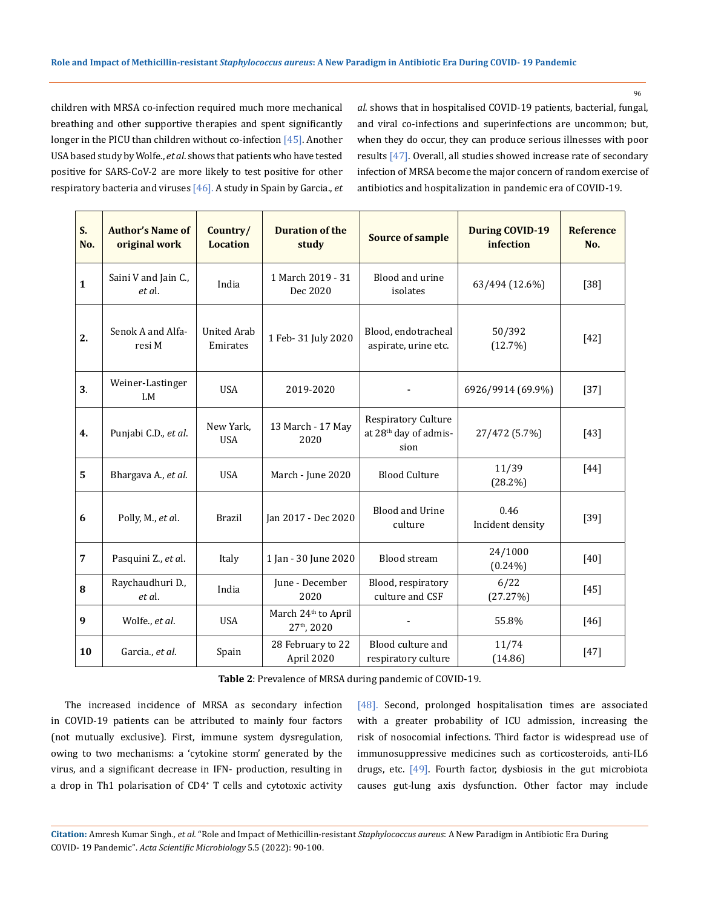children with MRSA co-infection required much more mechanical breathing and other supportive therapies and spent significantly longer in the PICU than children without co-infection [45]. Another USA based study by Wolfe., *et al*. shows that patients who have tested positive for SARS-CoV-2 are more likely to test positive for other respiratory bacteria and viruses [46]. A study in Spain by Garcia., *et al*. shows that in hospitalised COVID-19 patients, bacterial, fungal, and viral co-infections and superinfections are uncommon; but, when they do occur, they can produce serious illnesses with poor results [47]. Overall, all studies showed increase rate of secondary infection of MRSA become the major concern of random exercise of antibiotics and hospitalization in pandemic era of COVID-19.

| S. No. | Author's Name of original work | Country/ Location | Duration of the study | Source of sample | During COVID-19 infection | Reference No. |
|---|---|---|---|---|---|---|
| 1 | Saini V and Jain C., *et a*l. | India | 1 March 2019 - 31 Dec 2020 | Blood and urine isolates | 63/494 (12.6%) | [38] |
| 2. | Senok A and Alfaresi M | United Arab Emirates | 1 Feb- 31 July 2020 | Blood, endotracheal aspirate, urine etc. | 50/392 (12.7%) | [42] |
| 3. | Weiner-Lastinger LM | USA | 2019-2020 | - | 6926/9914 (69.9%) | [37] |
| 4. | Punjabi C.D., *et al*. | New Yark, USA | 13 March - 17 May 2020 | Respiratory Culture at 28th day of admission | 27/472 (5.7%) | [43] |
| 5 | Bhargava A., *et al*. | USA | March - June 2020 | Blood Culture | 11/39 (28.2%) | [44] |
| 6 | Polly, M., *et a*l. | Brazil | Jan 2017 - Dec 2020 | Blood and Urine culture | 0.46 Incident density | [39] |
| 7 | Pasquini Z., *et a*l. | Italy | 1 Jan - 30 June 2020 | Blood stream | 24/1000 (0.24%) | [40] |
| 8 | Raychaudhuri D., *et a*l. | India | June - December 2020 | Blood, respiratory culture and CSF | 6/22 (27.27%) | [45] |
| 9 | Wolfe., *et al*. | USA | March 24th to April 27th, 2020 | - | 55.8% | [46] |
| 10 | Garcia., *et al*. | Spain | 28 February to 22 April 2020 | Blood culture and respiratory culture | 11/74 (14.86) | [47] |

**Table 2**: Prevalence of MRSA during pandemic of COVID-19.

The increased incidence of MRSA as secondary infection in COVID-19 patients can be attributed to mainly four factors (not mutually exclusive). First, immune system dysregulation, owing to two mechanisms: a 'cytokine storm' generated by the virus, and a significant decrease in IFN- production, resulting in a drop in Th1 polarisation of $CD4^+$ T cells and cytotoxic activity [48]. Second, prolonged hospitalisation times are associated with a greater probability of ICU admission, increasing the risk of nosocomial infections. Third factor is widespread use of immunosuppressive medicines such as corticosteroids, anti-IL6 drugs, etc. [49]. Fourth factor, dysbiosis in the gut microbiota causes gut-lung axis dysfunction. Other factor may include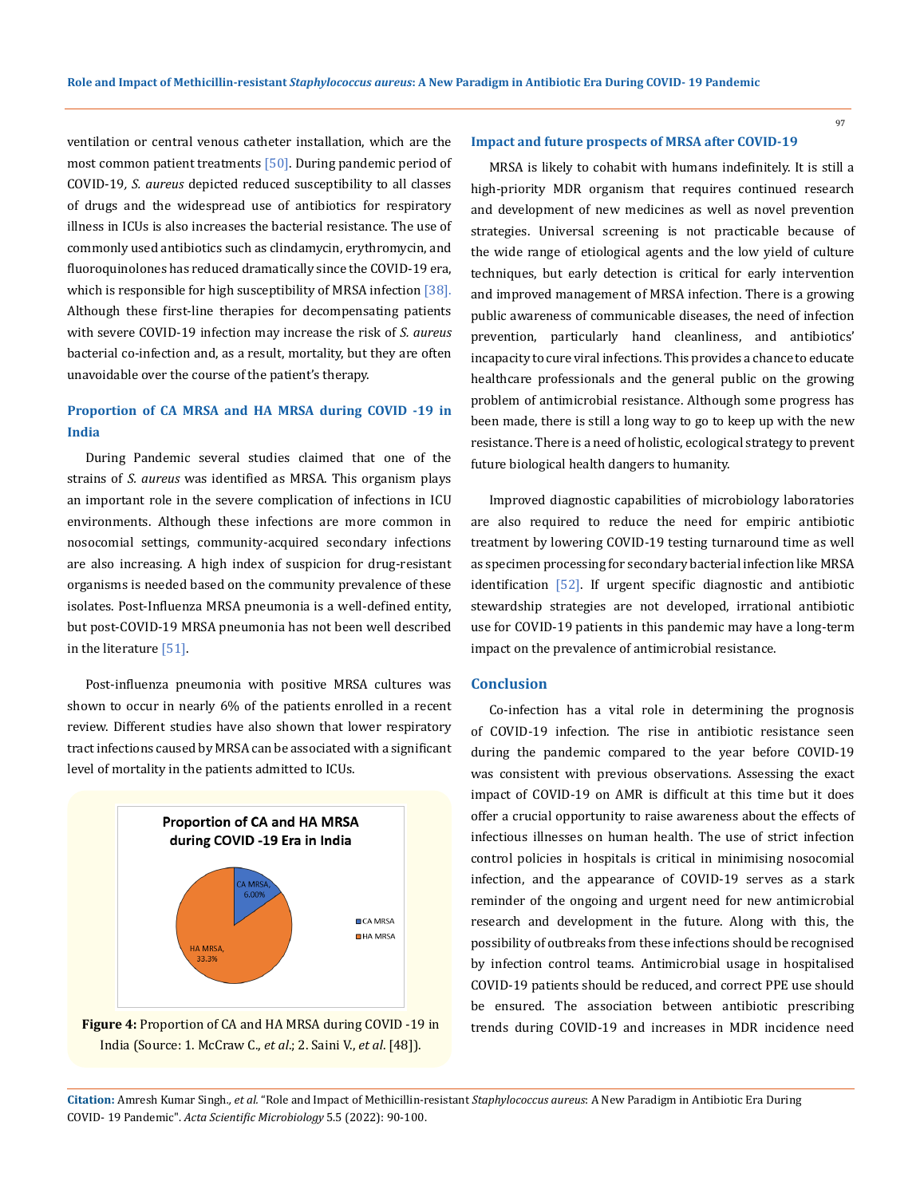ventilation or central venous catheter installation, which are the most common patient treatments [50]. During pandemic period of COVID-19, *S. aureus* depicted reduced susceptibility to all classes of drugs and the widespread use of antibiotics for respiratory illness in ICUs is also increases the bacterial resistance. The use of commonly used antibiotics such as clindamycin, erythromycin, and fluoroquinolones has reduced dramatically since the COVID-19 era, which is responsible for high susceptibility of MRSA infection [38]. Although these first-line therapies for decompensating patients with severe COVID-19 infection may increase the risk of *S. aureus* bacterial co-infection and, as a result, mortality, but they are often unavoidable over the course of the patient's therapy.

### Proportion of CA MRSA and HA MRSA during COVID -19 in India

During Pandemic several studies claimed that one of the strains of *S. aureus* was identified as MRSA. This organism plays an important role in the severe complication of infections in ICU environments. Although these infections are more common in nosocomial settings, community-acquired secondary infections are also increasing. A high index of suspicion for drug-resistant organisms is needed based on the community prevalence of these isolates. Post-Influenza MRSA pneumonia is a well-defined entity, but post-COVID-19 MRSA pneumonia has not been well described in the literature [51].

Post-influenza pneumonia with positive MRSA cultures was shown to occur in nearly 6% of the patients enrolled in a recent review. Different studies have also shown that lower respiratory tract infections caused by MRSA can be associated with a significant level of mortality in the patients admitted to ICUs.

**Proportion of CA and HA MRSA during COVID -19 Era in India**

CA MRSA, 6.00%

HA MRSA, 33.3%

**Figure 4:** Proportion of CA and HA MRSA during COVID -19 in India (Source: 1. McCraw C., *et al*.; 2. Saini V., *et al*. [48]).

### Impact and future prospects of MRSA after COVID-19

MRSA is likely to cohabit with humans indefinitely. It is still a high-priority MDR organism that requires continued research and development of new medicines as well as novel prevention strategies. Universal screening is not practicable because of the wide range of etiological agents and the low yield of culture techniques, but early detection is critical for early intervention and improved management of MRSA infection. There is a growing public awareness of communicable diseases, the need of infection prevention, particularly hand cleanliness, and antibiotics' incapacity to cure viral infections. This provides a chance to educate healthcare professionals and the general public on the growing problem of antimicrobial resistance. Although some progress has been made, there is still a long way to go to keep up with the new resistance. There is a need of holistic, ecological strategy to prevent future biological health dangers to humanity.

Improved diagnostic capabilities of microbiology laboratories are also required to reduce the need for empiric antibiotic treatment by lowering COVID-19 testing turnaround time as well as specimen processing for secondary bacterial infection like MRSA identification [52]. If urgent specific diagnostic and antibiotic stewardship strategies are not developed, irrational antibiotic use for COVID-19 patients in this pandemic may have a long-term impact on the prevalence of antimicrobial resistance.

## Conclusion

Co-infection has a vital role in determining the prognosis of COVID-19 infection. The rise in antibiotic resistance seen during the pandemic compared to the year before COVID-19 was consistent with previous observations. Assessing the exact impact of COVID-19 on AMR is difficult at this time but it does offer a crucial opportunity to raise awareness about the effects of infectious illnesses on human health. The use of strict infection control policies in hospitals is critical in minimising nosocomial infection, and the appearance of COVID-19 serves as a stark reminder of the ongoing and urgent need for new antimicrobial research and development in the future. Along with this, the possibility of outbreaks from these infections should be recognised by infection control teams. Antimicrobial usage in hospitalised COVID-19 patients should be reduced, and correct PPE use should be ensured. The association between antibiotic prescribing trends during COVID-19 and increases in MDR incidence need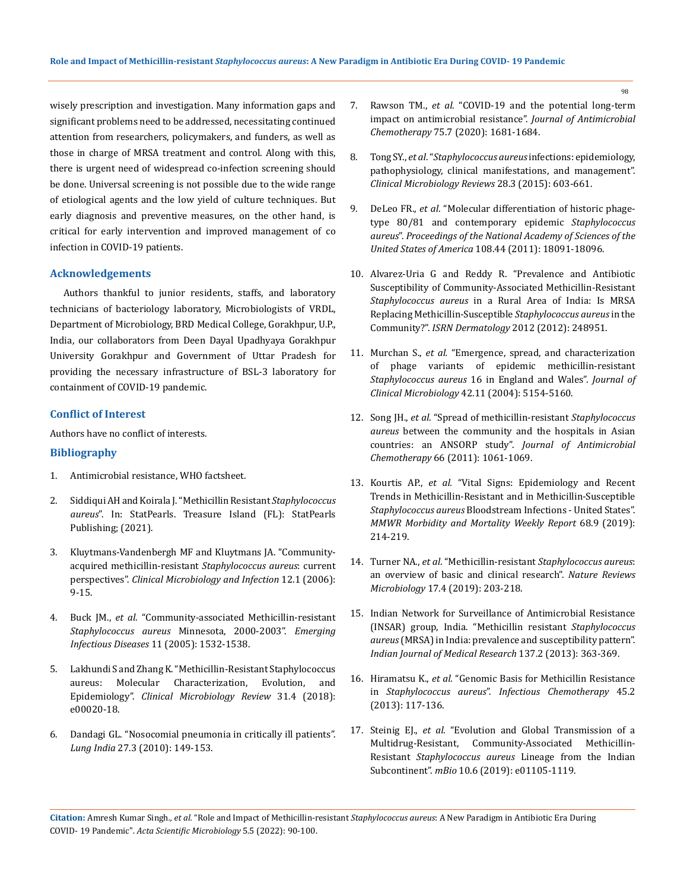wisely prescription and investigation. Many information gaps and significant problems need to be addressed, necessitating continued attention from researchers, policymakers, and funders, as well as those in charge of MRSA treatment and control. Along with this, there is urgent need of widespread co-infection screening should be done. Universal screening is not possible due to the wide range of etiological agents and the low yield of culture techniques. But early diagnosis and preventive measures, on the other hand, is critical for early intervention and improved management of co infection in COVID-19 patients.

## Acknowledgements

Authors thankful to junior residents, staffs, and laboratory technicians of bacteriology laboratory, Microbiologists of VRDL, Department of Microbiology, BRD Medical College, Gorakhpur, U.P., India, our collaborators from Deen Dayal Upadhyaya Gorakhpur University Gorakhpur and Government of Uttar Pradesh for providing the necessary infrastructure of BSL-3 laboratory for containment of COVID-19 pandemic.

## Conflict of Interest

Authors have no conflict of interests.

## Bibliography

1. Antimicrobial resistance, WHO factsheet.
2. Siddiqui AH and Koirala J. "Methicillin Resistant *Staphylococcus aureus*". In: StatPearls. Treasure Island (FL): StatPearls Publishing; (2021).
3. Kluytmans-Vandenbergh MF and Kluytmans JA. "Community-acquired methicillin-resistant *Staphylococcus aureus*: current perspectives". *Clinical Microbiology and Infection* 12.1 (2006): 9-15.
4. Buck JM., *et al*. "Community-associated Methicillin-resistant *Staphylococcus aureus* Minnesota, 2000-2003". *Emerging Infectious Diseases* 11 (2005): 1532-1538.
5. Lakhundi S and Zhang K. "Methicillin-Resistant Staphylococcus aureus: Molecular Characterization, Evolution, and Epidemiology". *Clinical Microbiology Review* 31.4 (2018): e00020-18.
6. Dandagi GL. "Nosocomial pneumonia in critically ill patients". *Lung India* 27.3 (2010): 149-153.
7. Rawson TM., *et al*. "COVID-19 and the potential long-term impact on antimicrobial resistance". *Journal of Antimicrobial Chemotherapy* 75.7 (2020): 1681-1684.
8. Tong SY., *et al*. "*Staphylococcus aureus* infections: epidemiology, pathophysiology, clinical manifestations, and management". *Clinical Microbiology Reviews* 28.3 (2015): 603-661.
9. DeLeo FR., *et al*. "Molecular differentiation of historic phage-type 80/81 and contemporary epidemic *Staphylococcus aureus*". *Proceedings of the National Academy of Sciences of the United States of America* 108.44 (2011): 18091-18096.
10. Alvarez-Uria G and Reddy R. "Prevalence and Antibiotic Susceptibility of Community-Associated Methicillin-Resistant *Staphylococcus aureus* in a Rural Area of India: Is MRSA Replacing Methicillin-Susceptible *Staphylococcus aureus* in the Community?". *ISRN Dermatology* 2012 (2012): 248951.
11. Murchan S., *et al.* "Emergence, spread, and characterization of phage variants of epidemic methicillin-resistant *Staphylococcus aureus* 16 in England and Wales". *Journal of Clinical Microbiology* 42.11 (2004): 5154-5160.
12. Song JH., *et al*. "Spread of methicillin-resistant *Staphylococcus aureus* between the community and the hospitals in Asian countries: an ANSORP study". *Journal of Antimicrobial Chemotherapy* 66 (2011): 1061-1069.
13. Kourtis AP., *et al.* "Vital Signs: Epidemiology and Recent Trends in Methicillin-Resistant and in Methicillin-Susceptible *Staphylococcus aureus* Bloodstream Infections - United States". *MMWR Morbidity and Mortality Weekly Report* 68.9 (2019): 214-219.
14. Turner NA., *et al*. "Methicillin-resistant *Staphylococcus aureus*: an overview of basic and clinical research". *Nature Reviews Microbiology* 17.4 (2019): 203-218.
15. Indian Network for Surveillance of Antimicrobial Resistance (INSAR) group, India. "Methicillin resistant *Staphylococcus aureus* (MRSA) in India: prevalence and susceptibility pattern". *Indian Journal of Medical Research* 137.2 (2013): 363-369.
16. Hiramatsu K., *et al*. "Genomic Basis for Methicillin Resistance in *Staphylococcus aureus*". *Infectious Chemotherapy* 45.2 (2013): 117-136.
17. Steinig EJ., *et al*. "Evolution and Global Transmission of a Multidrug-Resistant, Community-Associated Methicillin-Resistant *Staphylococcus aureus* Lineage from the Indian Subcontinent". *mBio* 10.6 (2019): e01105-1119.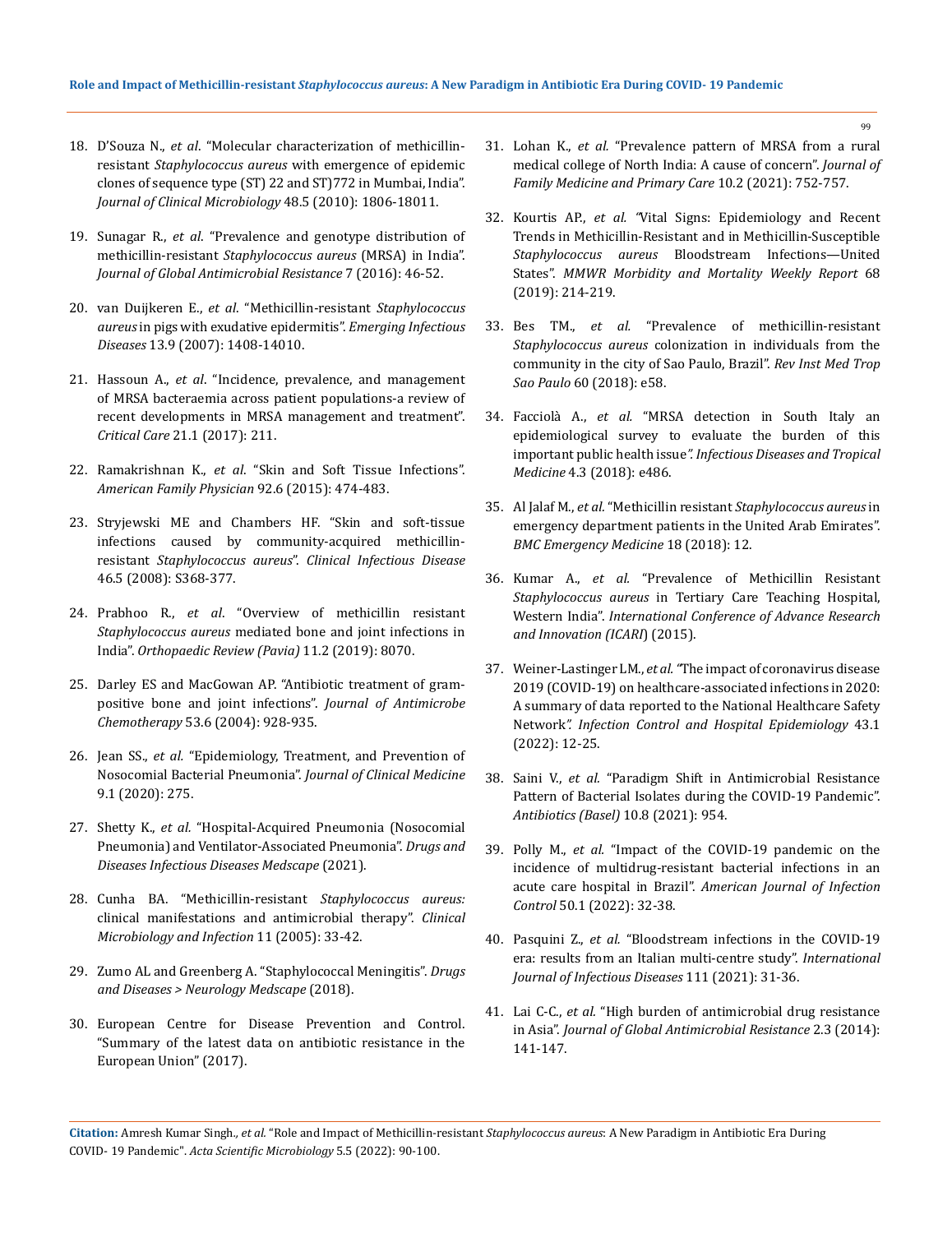18. D'Souza N., *et al*. "Molecular characterization of methicillin-resistant *Staphylococcus aureus* with emergence of epidemic clones of sequence type (ST) 22 and ST)772 in Mumbai, India". *Journal of Clinical Microbiology* 48.5 (2010): 1806-18011.
19. Sunagar R., *et al*. "Prevalence and genotype distribution of methicillin-resistant *Staphylococcus aureus* (MRSA) in India". *Journal of Global Antimicrobial Resistance* 7 (2016): 46-52.
20. van Duijkeren E., *et al*. "Methicillin-resistant *Staphylococcus aureus* in pigs with exudative epidermitis". *Emerging Infectious Diseases* 13.9 (2007): 1408-14010.
21. Hassoun A., *et al*. "Incidence, prevalence, and management of MRSA bacteraemia across patient populations-a review of recent developments in MRSA management and treatment". *Critical Care* 21.1 (2017): 211.
22. Ramakrishnan K., *et al*. "Skin and Soft Tissue Infections". *American Family Physician* 92.6 (2015): 474-483.
23. Stryjewski ME and Chambers HF. "Skin and soft-tissue infections caused by community-acquired methicillin-resistant *Staphylococcus aureus*". *Clinical Infectious Disease* 46.5 (2008): S368-377.
24. Prabhoo R., *et al*. "Overview of methicillin resistant *Staphylococcus aureus* mediated bone and joint infections in India". *Orthopaedic Review (Pavia)* 11.2 (2019): 8070.
25. Darley ES and MacGowan AP. "Antibiotic treatment of gram-positive bone and joint infections". *Journal of Antimicrobe Chemotherapy* 53.6 (2004): 928-935.
26. Jean SS., *et al.* "Epidemiology, Treatment, and Prevention of Nosocomial Bacterial Pneumonia". *Journal of Clinical Medicine* 9.1 (2020): 275.
27. Shetty K., *et al.* "Hospital-Acquired Pneumonia (Nosocomial Pneumonia) and Ventilator-Associated Pneumonia". *Drugs and Diseases Infectious Diseases Medscape* (2021).
28. Cunha BA. "Methicillin-resistant *Staphylococcus aureus:* clinical manifestations and antimicrobial therapy". *Clinical Microbiology and Infection* 11 (2005): 33-42.
29. Zumo AL and Greenberg A. "Staphylococcal Meningitis". *Drugs and Diseases > Neurology Medscape* (2018).
30. European Centre for Disease Prevention and Control. "Summary of the latest data on antibiotic resistance in the European Union" (2017).
31. Lohan K., *et al.* "Prevalence pattern of MRSA from a rural medical college of North India: A cause of concern". *Journal of Family Medicine and Primary Care* 10.2 (2021): 752-757.
32. Kourtis AP., *et al.* "Vital Signs: Epidemiology and Recent Trends in Methicillin-Resistant and in Methicillin-Susceptible *Staphylococcus aureus* Bloodstream Infections—United States". *MMWR Morbidity and Mortality Weekly Report* 68 (2019): 214-219.
33. Bes TM., *et al.* "Prevalence of methicillin-resistant *Staphylococcus aureus* colonization in individuals from the community in the city of Sao Paulo, Brazil". *Rev Inst Med Trop Sao Paulo* 60 (2018): e58.
34. Facciolà A., *et al.* "MRSA detection in South Italy an epidemiological survey to evaluate the burden of this important public health issue*". Infectious Diseases and Tropical Medicine* 4.3 (2018): e486.
35. Al Jalaf M., *et al*. "Methicillin resistant *Staphylococcus aureus* in emergency department patients in the United Arab Emirates". *BMC Emergency Medicine* 18 (2018): 12.
36. Kumar A., *et al.* "Prevalence of Methicillin Resistant *Staphylococcus aureus* in Tertiary Care Teaching Hospital, Western India". *International Conference of Advance Research and Innovation (ICARI*) (2015).
37. Weiner-Lastinger LM., *et al.* "The impact of coronavirus disease 2019 (COVID-19) on healthcare-associated infections in 2020: A summary of data reported to the National Healthcare Safety Network*". Infection Control and Hospital Epidemiology* 43.1 (2022): 12-25.
38. Saini V., *et al.* "Paradigm Shift in Antimicrobial Resistance Pattern of Bacterial Isolates during the COVID-19 Pandemic". *Antibiotics (Basel)* 10.8 (2021): 954.
39. Polly M., *et al.* "Impact of the COVID-19 pandemic on the incidence of multidrug-resistant bacterial infections in an acute care hospital in Brazil". *American Journal of Infection Control* 50.1 (2022): 32-38.
40. Pasquini Z., *et al.* "Bloodstream infections in the COVID-19 era: results from an Italian multi-centre study". *International Journal of Infectious Diseases* 111 (2021): 31-36.
41. Lai C-C., *et al.* "High burden of antimicrobial drug resistance in Asia". *Journal of Global Antimicrobial Resistance* 2.3 (2014): 141-147.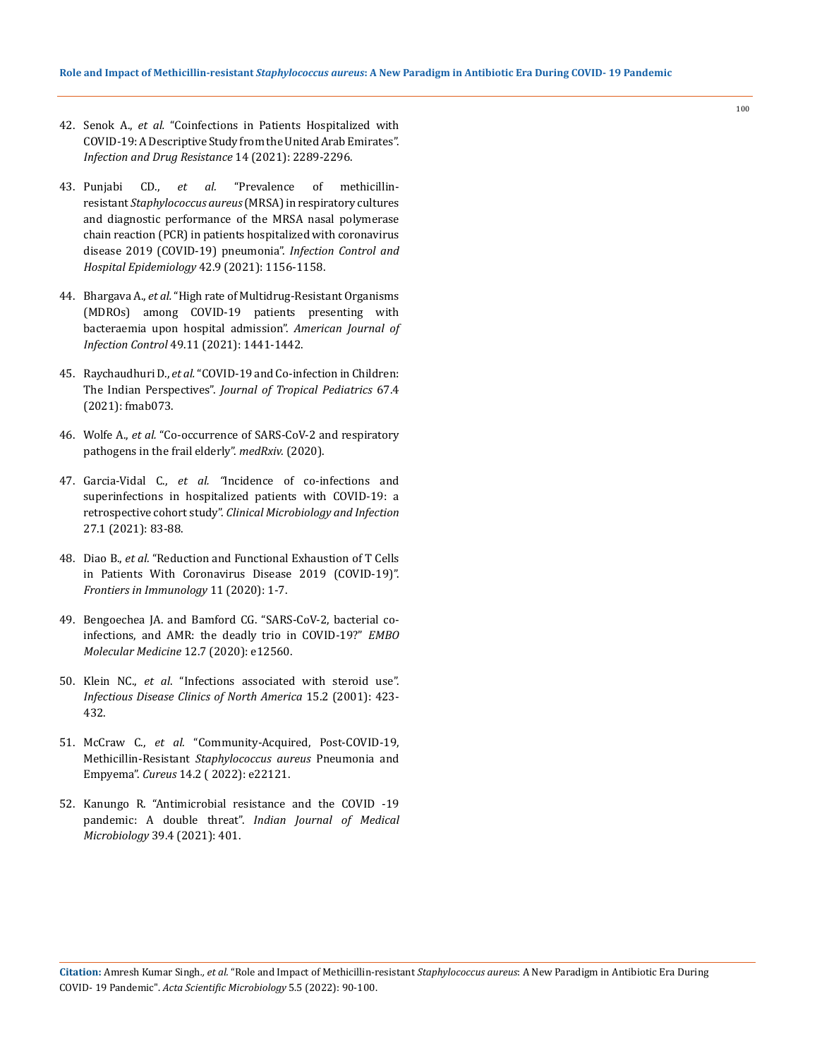42. Senok A., *et al.* "Coinfections in Patients Hospitalized with COVID-19: A Descriptive Study from the United Arab Emirates". *Infection and Drug Resistance* 14 (2021): 2289-2296.

43. Punjabi CD., *et al.* "Prevalence of methicillin-resistant *Staphylococcus aureus* (MRSA) in respiratory cultures and diagnostic performance of the MRSA nasal polymerase chain reaction (PCR) in patients hospitalized with coronavirus disease 2019 (COVID-19) pneumonia". *Infection Control and Hospital Epidemiology* 42.9 (2021): 1156-1158.

44. Bhargava A., *et al.* "High rate of Multidrug-Resistant Organisms (MDROs) among COVID-19 patients presenting with bacteraemia upon hospital admission". *American Journal of Infection Control* 49.11 (2021): 1441-1442.

45. Raychaudhuri D., *et al.* "COVID-19 and Co-infection in Children: The Indian Perspectives". *Journal of Tropical Pediatrics* 67.4 (2021): fmab073.

46. Wolfe A., *et al.* "Co-occurrence of SARS-CoV-2 and respiratory pathogens in the frail elderly". *medRxiv.* (2020).

47. Garcia-Vidal C., *et al.* "Incidence of co-infections and superinfections in hospitalized patients with COVID-19: a retrospective cohort study". *Clinical Microbiology and Infection* 27.1 (2021): 83-88.

48. Diao B., *et al.* "Reduction and Functional Exhaustion of T Cells in Patients With Coronavirus Disease 2019 (COVID-19)". *Frontiers in Immunology* 11 (2020): 1-7.

49. Bengoechea JA. and Bamford CG. "SARS-CoV-2, bacterial co-infections, and AMR: the deadly trio in COVID-19?" *EMBO Molecular Medicine* 12.7 (2020): e12560.

50. Klein NC., *et al*. "Infections associated with steroid use". *Infectious Disease Clinics of North America* 15.2 (2001): 423-432.

51. McCraw C., *et al.* "Community-Acquired, Post-COVID-19, Methicillin-Resistant *Staphylococcus aureus* Pneumonia and Empyema". *Cureus* 14.2 ( 2022): e22121.

52. Kanungo R. "Antimicrobial resistance and the COVID -19 pandemic: A double threat". *Indian Journal of Medical Microbiology* 39.4 (2021): 401.